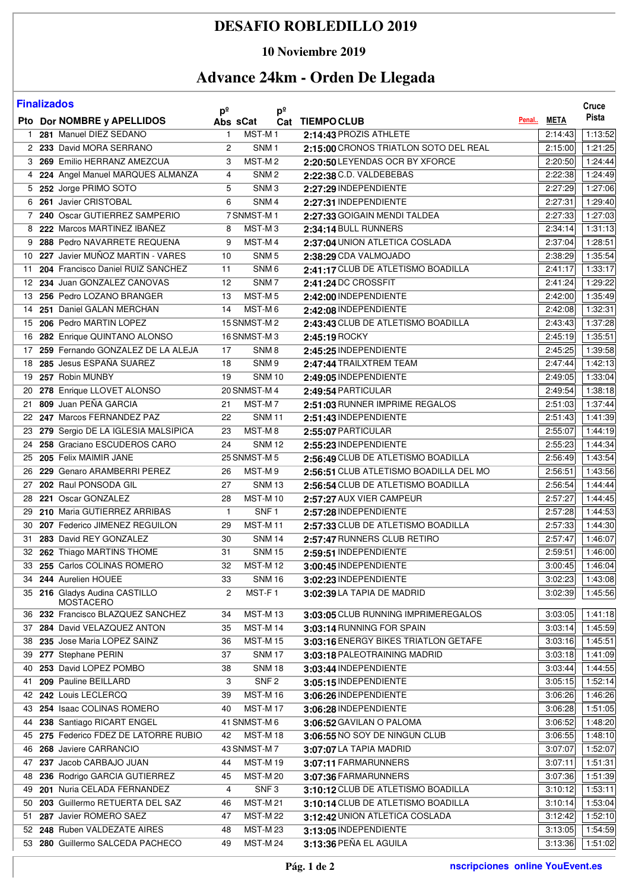# DESAFIO ROBLEDILLO 2019

### 10 Noviembre 2019

## Advance 24km - Orden De Llegada

**Finalizados**

| Pto | Dor | NOMBRE y APELLIDOS | Pº Abs | sCat | Pº Cat | TIEMPO | CLUB | Penal.. | META | Cruce Pista |
|---|---|---|---|---|---|---|---|---|---|---|
| 1 | 281 | Manuel DIEZ SEDANO | 1 | MST-M | 1 | 2:14:43 | PROZIS ATHLETE | | 2:14:43 | 1:13:52 |
| 2 | 233 | David MORA SERRANO | 2 | SNM | 1 | 2:15:00 | CRONOS TRIATLON SOTO DEL REAL | | 2:15:00 | 1:21:25 |
| 3 | 269 | Emilio HERRANZ AMEZCUA | 3 | MST-M | 2 | 2:20:50 | LEYENDAS OCR BY XFORCE | | 2:20:50 | 1:24:44 |
| 4 | 224 | Angel Manuel MARQUES ALMANZA | 4 | SNM | 2 | 2:22:38 | C.D. VALDEBEBAS | | 2:22:38 | 1:24:49 |
| 5 | 252 | Jorge PRIMO SOTO | 5 | SNM | 3 | 2:27:29 | INDEPENDIENTE | | 2:27:29 | 1:27:06 |
| 6 | 261 | Javier CRISTOBAL | 6 | SNM | 4 | 2:27:31 | INDEPENDIENTE | | 2:27:31 | 1:29:40 |
| 7 | 240 | Oscar GUTIERREZ SAMPERIO | 7 | SNMST-M | 1 | 2:27:33 | GOIGAIN MENDI TALDEA | | 2:27:33 | 1:27:03 |
| 8 | 222 | Marcos MARTINEZ IBAÑEZ | 8 | MST-M | 3 | 2:34:14 | BULL RUNNERS | | 2:34:14 | 1:31:13 |
| 9 | 288 | Pedro NAVARRETE REQUENA | 9 | MST-M | 4 | 2:37:04 | UNION ATLETICA COSLADA | | 2:37:04 | 1:28:51 |
| 10 | 227 | Javier MUÑOZ MARTIN - VARES | 10 | SNM | 5 | 2:38:29 | CDA VALMOJADO | | 2:38:29 | 1:35:54 |
| 11 | 204 | Francisco Daniel RUIZ SANCHEZ | 11 | SNM | 6 | 2:41:17 | CLUB DE ATLETISMO BOADILLA | | 2:41:17 | 1:33:17 |
| 12 | 234 | Juan GONZALEZ CANOVAS | 12 | SNM | 7 | 2:41:24 | DC CROSSFIT | | 2:41:24 | 1:29:22 |
| 13 | 256 | Pedro LOZANO BRANGER | 13 | MST-M | 5 | 2:42:00 | INDEPENDIENTE | | 2:42:00 | 1:35:49 |
| 14 | 251 | Daniel GALAN MERCHAN | 14 | MST-M | 6 | 2:42:08 | INDEPENDIENTE | | 2:42:08 | 1:32:31 |
| 15 | 206 | Pedro MARTIN LOPEZ | 15 | SNMST-M | 2 | 2:43:43 | CLUB DE ATLETISMO BOADILLA | | 2:43:43 | 1:37:28 |
| 16 | 282 | Enrique QUINTANO ALONSO | 16 | SNMST-M | 3 | 2:45:19 | ROCKY | | 2:45:19 | 1:35:51 |
| 17 | 259 | Fernando GONZALEZ DE LA ALEJA | 17 | SNM | 8 | 2:45:25 | INDEPENDIENTE | | 2:45:25 | 1:39:58 |
| 18 | 285 | Jesus ESPAÑA SUAREZ | 18 | SNM | 9 | 2:47:44 | TRAILXTREM TEAM | | 2:47:44 | 1:42:13 |
| 19 | 257 | Robin MUNBY | 19 | SNM | 10 | 2:49:05 | INDEPENDIENTE | | 2:49:05 | 1:33:04 |
| 20 | 278 | Enrique LLOVET ALONSO | 20 | SNMST-M | 4 | 2:49:54 | PARTICULAR | | 2:49:54 | 1:38:18 |
| 21 | 809 | Juan PEÑA GARCIA | 21 | MST-M | 7 | 2:51:03 | RUNNER IMPRIME REGALOS | | 2:51:03 | 1:37:44 |
| 22 | 247 | Marcos FERNANDEZ PAZ | 22 | SNM | 11 | 2:51:43 | INDEPENDIENTE | | 2:51:43 | 1:41:39 |
| 23 | 279 | Sergio DE LA IGLESIA MALSIPICA | 23 | MST-M | 8 | 2:55:07 | PARTICULAR | | 2:55:07 | 1:44:19 |
| 24 | 258 | Graciano ESCUDEROS CARO | 24 | SNM | 12 | 2:55:23 | INDEPENDIENTE | | 2:55:23 | 1:44:34 |
| 25 | 205 | Felix MAIMIR JANE | 25 | SNMST-M | 5 | 2:56:49 | CLUB DE ATLETISMO BOADILLA | | 2:56:49 | 1:43:54 |
| 26 | 229 | Genaro ARAMBERRI PEREZ | 26 | MST-M | 9 | 2:56:51 | CLUB ATLETISMO BOADILLA DEL MO | | 2:56:51 | 1:43:56 |
| 27 | 202 | Raul PONSODA GIL | 27 | SNM | 13 | 2:56:54 | CLUB DE ATLETISMO BOADILLA | | 2:56:54 | 1:44:44 |
| 28 | 221 | Oscar GONZALEZ | 28 | MST-M | 10 | 2:57:27 | AUX VIER CAMPEUR | | 2:57:27 | 1:44:45 |
| 29 | 210 | Maria GUTIERREZ ARRIBAS | 1 | SNF | 1 | 2:57:28 | INDEPENDIENTE | | 2:57:28 | 1:44:53 |
| 30 | 207 | Federico JIMENEZ REGUILON | 29 | MST-M | 11 | 2:57:33 | CLUB DE ATLETISMO BOADILLA | | 2:57:33 | 1:44:30 |
| 31 | 283 | David REY GONZALEZ | 30 | SNM | 14 | 2:57:47 | RUNNERS CLUB RETIRO | | 2:57:47 | 1:46:07 |
| 32 | 262 | Thiago MARTINS THOME | 31 | SNM | 15 | 2:59:51 | INDEPENDIENTE | | 2:59:51 | 1:46:00 |
| 33 | 255 | Carlos COLINAS ROMERO | 32 | MST-M | 12 | 3:00:45 | INDEPENDIENTE | | 3:00:45 | 1:46:04 |
| 34 | 244 | Aurelien HOUEE | 33 | SNM | 16 | 3:02:23 | INDEPENDIENTE | | 3:02:23 | 1:43:08 |
| 35 | 216 | Gladys Audina CASTILLO MOSTACERO | 2 | MST-F | 1 | 3:02:39 | LA TAPIA DE MADRID | | 3:02:39 | 1:45:56 |
| 36 | 232 | Francisco BLAZQUEZ SANCHEZ | 34 | MST-M | 13 | 3:03:05 | CLUB RUNNING IMPRIMEREGALOS | | 3:03:05 | 1:41:18 |
| 37 | 284 | David VELAZQUEZ ANTON | 35 | MST-M | 14 | 3:03:14 | RUNNING FOR SPAIN | | 3:03:14 | 1:45:59 |
| 38 | 235 | Jose Maria LOPEZ SAINZ | 36 | MST-M | 15 | 3:03:16 | ENERGY BIKES TRIATLON GETAFE | | 3:03:16 | 1:45:51 |
| 39 | 277 | Stephane PERIN | 37 | SNM | 17 | 3:03:18 | PALEOTRAINING MADRID | | 3:03:18 | 1:41:09 |
| 40 | 253 | David LOPEZ POMBO | 38 | SNM | 18 | 3:03:44 | INDEPENDIENTE | | 3:03:44 | 1:44:55 |
| 41 | 209 | Pauline BEILLARD | 3 | SNF | 2 | 3:05:15 | INDEPENDIENTE | | 3:05:15 | 1:52:14 |
| 42 | 242 | Louis LECLERCQ | 39 | MST-M | 16 | 3:06:26 | INDEPENDIENTE | | 3:06:26 | 1:46:26 |
| 43 | 254 | Isaac COLINAS ROMERO | 40 | MST-M | 17 | 3:06:28 | INDEPENDIENTE | | 3:06:28 | 1:51:05 |
| 44 | 238 | Santiago RICART ENGEL | 41 | SNMST-M | 6 | 3:06:52 | GAVILAN O PALOMA | | 3:06:52 | 1:48:20 |
| 45 | 275 | Federico FDEZ DE LATORRE RUBIO | 42 | MST-M | 18 | 3:06:55 | NO SOY DE NINGUN CLUB | | 3:06:55 | 1:48:10 |
| 46 | 268 | Javiere CARRANCIO | 43 | SNMST-M | 7 | 3:07:07 | LA TAPIA MADRID | | 3:07:07 | 1:52:07 |
| 47 | 237 | Jacob CARBAJO JUAN | 44 | MST-M | 19 | 3:07:11 | FARMARUNNERS | | 3:07:11 | 1:51:31 |
| 48 | 236 | Rodrigo GARCIA GUTIERREZ | 45 | MST-M | 20 | 3:07:36 | FARMARUNNERS | | 3:07:36 | 1:51:39 |
| 49 | 201 | Nuria CELADA FERNANDEZ | 4 | SNF | 3 | 3:10:12 | CLUB DE ATLETISMO BOADILLA | | 3:10:12 | 1:53:11 |
| 50 | 203 | Guillermo RETUERTA DEL SAZ | 46 | MST-M | 21 | 3:10:14 | CLUB DE ATLETISMO BOADILLA | | 3:10:14 | 1:53:04 |
| 51 | 287 | Javier ROMERO SAEZ | 47 | MST-M | 22 | 3:12:42 | UNION ATLETICA COSLADA | | 3:12:42 | 1:52:10 |
| 52 | 248 | Ruben VALDEZATE AIRES | 48 | MST-M | 23 | 3:13:05 | INDEPENDIENTE | | 3:13:05 | 1:54:59 |
| 53 | 280 | Guillermo SALCEDA PACHECO | 49 | MST-M | 24 | 3:13:36 | PEÑA EL AGUILA | | 3:13:36 | 1:51:02 |

nscripciones online YouEvent.es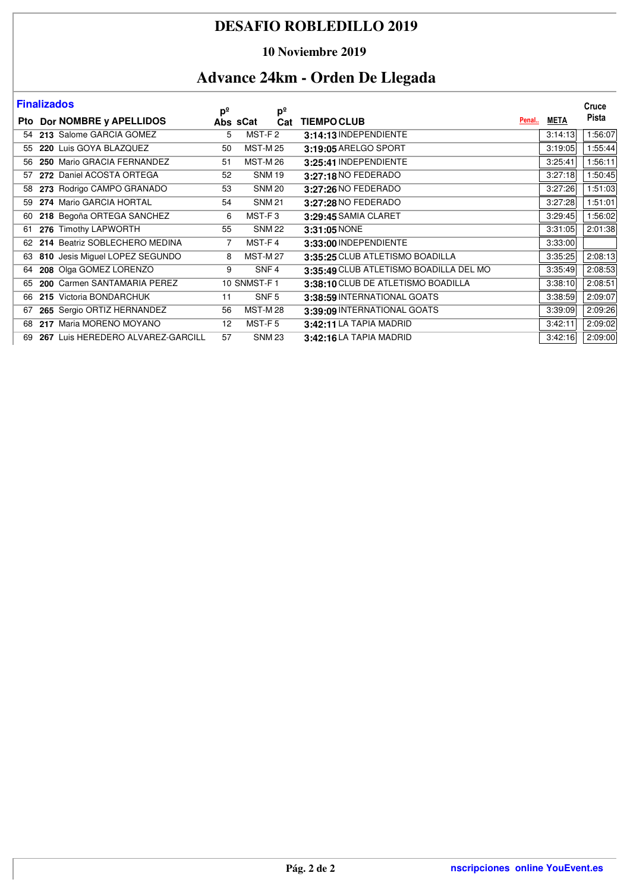# DESAFIO ROBLEDILLO 2019

### 10 Noviembre 2019

## Advance 24km - Orden De Llegada

**Finalizados**

| Pto | Dor | NOMBRE y APELLIDOS | pº Abs | sCat | pº Cat | TIEMPO | CLUB | Penal.. | META | Cruce Pista |
|---|---|---|---|---|---|---|---|---|---|---|
| 54 | 213 | Salome GARCIA GOMEZ | 5 | MST-F | 2 | 3:14:13 | INDEPENDIENTE | | 3:14:13 | 1:56:07 |
| 55 | 220 | Luis GOYA BLAZQUEZ | 50 | MST-M | 25 | 3:19:05 | ARELGO SPORT | | 3:19:05 | 1:55:44 |
| 56 | 250 | Mario GRACIA FERNANDEZ | 51 | MST-M | 26 | 3:25:41 | INDEPENDIENTE | | 3:25:41 | 1:56:11 |
| 57 | 272 | Daniel ACOSTA ORTEGA | 52 | SNM | 19 | 3:27:18 | NO FEDERADO | | 3:27:18 | 1:50:45 |
| 58 | 273 | Rodrigo CAMPO GRANADO | 53 | SNM | 20 | 3:27:26 | NO FEDERADO | | 3:27:26 | 1:51:03 |
| 59 | 274 | Mario GARCIA HORTAL | 54 | SNM | 21 | 3:27:28 | NO FEDERADO | | 3:27:28 | 1:51:01 |
| 60 | 218 | Begoña ORTEGA SANCHEZ | 6 | MST-F | 3 | 3:29:45 | SAMIA CLARET | | 3:29:45 | 1:56:02 |
| 61 | 276 | Timothy LAPWORTH | 55 | SNM | 22 | 3:31:05 | NONE | | 3:31:05 | 2:01:38 |
| 62 | 214 | Beatriz SOBLECHERO MEDINA | 7 | MST-F | 4 | 3:33:00 | INDEPENDIENTE | | 3:33:00 | |
| 63 | 810 | Jesis Miguel LOPEZ SEGUNDO | 8 | MST-M | 27 | 3:35:25 | CLUB ATLETISMO BOADILLA | | 3:35:25 | 2:08:13 |
| 64 | 208 | Olga GOMEZ LORENZO | 9 | SNF | 4 | 3:35:49 | CLUB ATLETISMO BOADILLA DEL MO | | 3:35:49 | 2:08:53 |
| 65 | 200 | Carmen SANTAMARIA PEREZ | 10 | SNMST-F | 1 | 3:38:10 | CLUB DE ATLETISMO BOADILLA | | 3:38:10 | 2:08:51 |
| 66 | 215 | Victoria BONDARCHUK | 11 | SNF | 5 | 3:38:59 | INTERNATIONAL GOATS | | 3:38:59 | 2:09:07 |
| 67 | 265 | Sergio ORTIZ HERNANDEZ | 56 | MST-M | 28 | 3:39:09 | INTERNATIONAL GOATS | | 3:39:09 | 2:09:26 |
| 68 | 217 | Maria MORENO MOYANO | 12 | MST-F | 5 | 3:42:11 | LA TAPIA MADRID | | 3:42:11 | 2:09:02 |
| 69 | 267 | Luis HEREDERO ALVAREZ-GARCILL | 57 | SNM | 23 | 3:42:16 | LA TAPIA MADRID | | 3:42:16 | 2:09:00 |

nscripciones online YouEvent.es